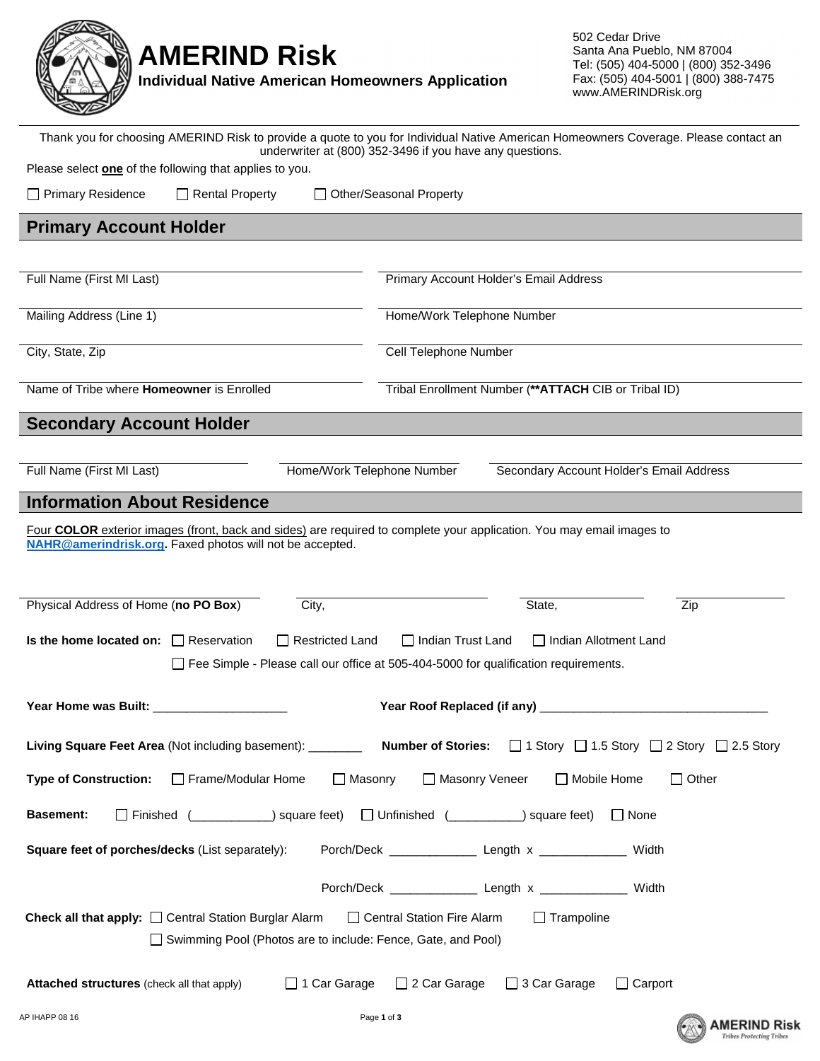# AMERIND Risk

**Individual Native American Homeowners Application**

502 Cedar Drive
Santa Ana Pueblo, NM 87004
Tel: (505) 404-5000 | (800) 352-3496
Fax: (505) 404-5001 | (800) 388-7475
www.AMERINDRisk.org

Thank you for choosing AMERIND Risk to provide a quote to you for Individual Native American Homeowners Coverage. Please contact an underwriter at (800) 352-3496 if you have any questions.

Please select **one** of the following that applies to you.

☐ Primary Residence ☐ Rental Property ☐ Other/Seasonal Property

## Primary Account Holder

| | |
|---|---|
| Full Name (First MI Last) | Primary Account Holder's Email Address |
| Mailing Address (Line 1) | Home/Work Telephone Number |
| City, State, Zip | Cell Telephone Number |
| Name of Tribe where **Homeowner** is Enrolled | Tribal Enrollment Number (**\*\*ATTACH** CIB or Tribal ID) |

## Secondary Account Holder

| | | |
|---|---|---|
| Full Name (First MI Last) | Home/Work Telephone Number | Secondary Account Holder's Email Address |

## Information About Residence

Four **COLOR** exterior images (front, back and sides) are required to complete your application. You may email images to **NAHR@amerindrisk.org**. Faxed photos will not be accepted.

| | | | |
|---|---|---|---|
| Physical Address of Home (**no PO Box**) | City, | State, | Zip |

**Is the home located on:** ☐ Reservation ☐ Restricted Land ☐ Indian Trust Land ☐ Indian Allotment Land
☐ Fee Simple - Please call our office at 505-404-5000 for qualification requirements.

**Year Home was Built:** ____________________ **Year Roof Replaced (if any)** __________________________________

**Living Square Feet Area** (Not including basement): ________ **Number of Stories:** ☐ 1 Story ☐ 1.5 Story ☐ 2 Story ☐ 2.5 Story

**Type of Construction:** ☐ Frame/Modular Home ☐ Masonry ☐ Masonry Veneer ☐ Mobile Home ☐ Other

**Basement:** ☐ Finished (___________) square feet) ☐ Unfinished (__________) square feet) ☐ None

**Square feet of porches/decks** (List separately): Porch/Deck ____________ Length x ____________ Width

Porch/Deck ____________ Length x ____________ Width

**Check all that apply:** ☐ Central Station Burglar Alarm ☐ Central Station Fire Alarm ☐ Trampoline
☐ Swimming Pool (Photos are to include: Fence, Gate, and Pool)

**Attached structures** (check all that apply) ☐ 1 Car Garage ☐ 2 Car Garage ☐ 3 Car Garage ☐ Carport

AP IHAPP 08 16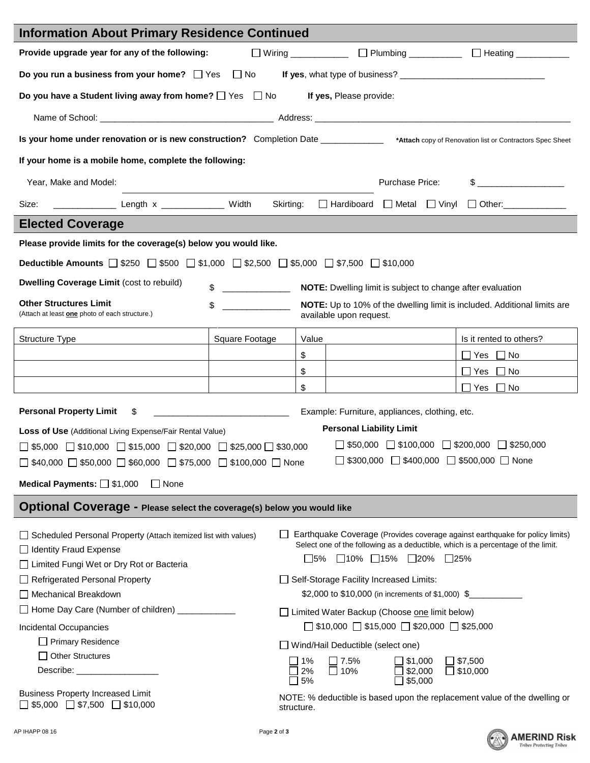## Information About Primary Residence Continued

**Provide upgrade year for any of the following:** ☐ Wiring ___________ ☐ Plumbing __________ ☐ Heating __________

**Do you run a business from your home?** ☐ Yes ☐ No **If yes**, what type of business? _____________________________

**Do you have a Student living away from home?** ☐ Yes ☐ No **If yes,** Please provide:

Name of School: ___________________________________ Address: ______________________________________________________

**Is your home under renovation or is new construction?** Completion Date ____________ ***Attach** copy of Renovation list or Contractors Spec Sheet

**If your home is a mobile home, complete the following:**

Year, Make and Model: ______________________________________ Purchase Price: $ _________________

Size: ____________ Length x ____________ Width Skirting: ☐ Hardiboard ☐ Metal ☐ Vinyl ☐ Other:____________

## Elected Coverage

**Please provide limits for the coverage(s) below you would like.**

**Deductible Amounts** ☐ $250 ☐ $500 ☐ $1,000 ☐ $2,500 ☐ $5,000 ☐ $7,500 ☐ $10,000

**Dwelling Coverage Limit** (cost to rebuild) $ _____________ **NOTE:** Dwelling limit is subject to change after evaluation

**Other Structures Limit** (Attach at least **one** photo of each structure.) $ _____________ **NOTE:** Up to 10% of the dwelling limit is included. Additional limits are available upon request.

| Structure Type | Square Footage | Value | Is it rented to others? |
|---|---|---|---|
| | | $ | ☐ Yes ☐ No |
| | | $ | ☐ Yes ☐ No |
| | | $ | ☐ Yes ☐ No |

**Personal Property Limit** $ ___________________________ Example: Furniture, appliances, clothing, etc.

**Loss of Use** (Additional Living Expense/Fair Rental Value)

☐ $5,000 ☐ $10,000 ☐ $15,000 ☐ $20,000 ☐ $25,000 ☐ $30,000

☐ $40,000 ☐ $50,000 ☐ $60,000 ☐ $75,000 ☐ $100,000 ☐ None

**Personal Liability Limit**

☐ $50,000 ☐ $100,000 ☐ $200,000 ☐ $250,000

☐ $300,000 ☐ $400,000 ☐ $500,000 ☐ None

**Medical Payments:** ☐ $1,000 ☐ None

## Optional Coverage - Please select the coverage(s) below you would like

☐ Scheduled Personal Property (Attach itemized list with values)

☐ Identity Fraud Expense

☐ Limited Fungi Wet or Dry Rot or Bacteria

☐ Refrigerated Personal Property

☐ Mechanical Breakdown

☐ Home Day Care (Number of children) ___________

Incidental Occupancies

- ☐ Primary Residence
- ☐ Other Structures
- Describe: ________________

Business Property Increased Limit
☐ $5,000 ☐ $7,500 ☐ $10,000

☐ Earthquake Coverage (Provides coverage against earthquake for policy limits) Select one of the following as a deductible, which is a percentage of the limit.

☐5% ☐10% ☐15% ☐20% ☐25%

☐ Self-Storage Facility Increased Limits:

$2,000 to $10,000 (in increments of $1,000) $__________

☐ Limited Water Backup (Choose one limit below)

☐ $10,000 ☐ $15,000 ☐ $20,000 ☐ $25,000

☐ Wind/Hail Deductible (select one)

☐ 1% ☐ 2% ☐ 5% ☐ 7.5% ☐ 10% ☐ $1,000 ☐ $2,000 ☐ $5,000 ☐ $7,500 ☐ $10,000

NOTE: % deductible is based upon the replacement value of the dwelling or structure.

AP IHAPP 08 16

AMERIND Risk
*Tribes Protecting Tribes*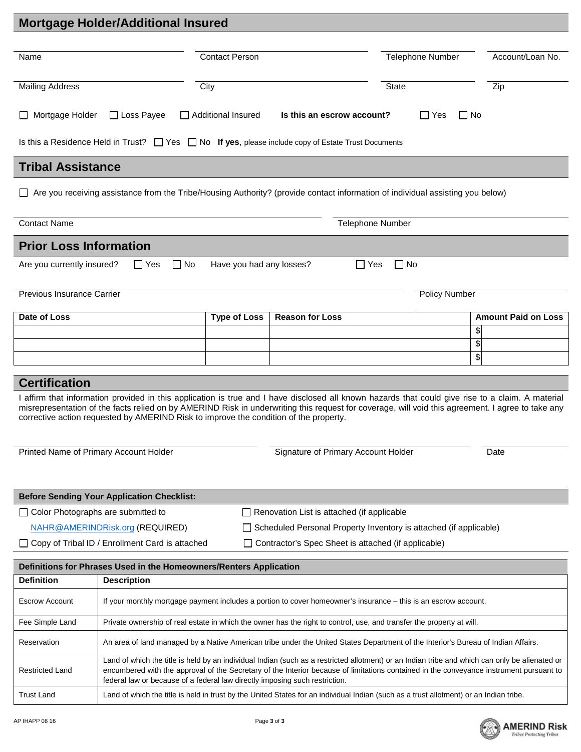## Mortgage Holder/Additional Insured

Name ______ Contact Person ______ Telephone Number ______ Account/Loan No. ______

Mailing Address ______ City ______ State ______ Zip ______

☐ Mortgage Holder ☐ Loss Payee ☐ Additional Insured **Is this an escrow account?** ☐ Yes ☐ No

Is this a Residence Held in Trust? ☐ Yes ☐ No **If yes**, please include copy of Estate Trust Documents

## Tribal Assistance

☐ Are you receiving assistance from the Tribe/Housing Authority? (provide contact information of individual assisting you below)

Contact Name ______ Telephone Number ______

## Prior Loss Information

Are you currently insured? ☐ Yes ☐ No Have you had any losses? ☐ Yes ☐ No

Previous Insurance Carrier ______ Policy Number ______

| Date of Loss | Type of Loss | Reason for Loss | Amount Paid on Loss |
|---|---|---|---|
| | | | $ |
| | | | $ |
| | | | $ |

## Certification

I affirm that information provided in this application is true and I have disclosed all known hazards that could give rise to a claim. A material misrepresentation of the facts relied on by AMERIND Risk in underwriting this request for coverage, will void this agreement. I agree to take any corrective action requested by AMERIND Risk to improve the condition of the property.

Printed Name of Primary Account Holder ______ Signature of Primary Account Holder ______ Date ______

**Before Sending Your Application Checklist:**

☐ Color Photographs are submitted to NAHR@AMERINDRisk.org (REQUIRED)

☐ Copy of Tribal ID / Enrollment Card is attached

☐ Renovation List is attached (if applicable

☐ Scheduled Personal Property Inventory is attached (if applicable)

☐ Contractor's Spec Sheet is attached (if applicable)

**Definitions for Phrases Used in the Homeowners/Renters Application**

| Definition | Description |
|---|---|
| Escrow Account | If your monthly mortgage payment includes a portion to cover homeowner's insurance – this is an escrow account. |
| Fee Simple Land | Private ownership of real estate in which the owner has the right to control, use, and transfer the property at will. |
| Reservation | An area of land managed by a Native American tribe under the United States Department of the Interior's Bureau of Indian Affairs. |
| Restricted Land | Land of which the title is held by an individual Indian (such as a restricted allotment) or an Indian tribe and which can only be alienated or encumbered with the approval of the Secretary of the Interior because of limitations contained in the conveyance instrument pursuant to federal law or because of a federal law directly imposing such restriction. |
| Trust Land | Land of which the title is held in trust by the United States for an individual Indian (such as a trust allotment) or an Indian tribe. |

AP IHAPP 08 16

AMERIND Risk
Tribes Protecting Tribes